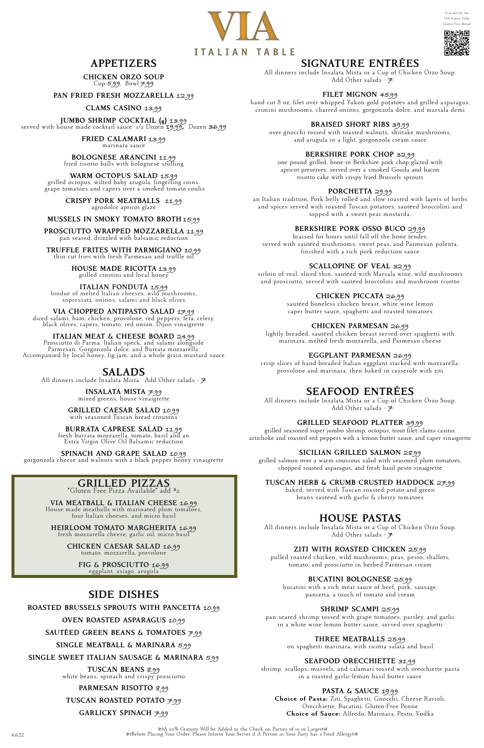# VIA
ITALIAN TABLE

Scan me for the VIA Italian Table Gluten Free Menu!

## APPETIZERS

**CHICKEN ORZO SOUP**
Cup 5.99, Bowl 7.99

**PAN FRIED FRESH MOZZARELLA** 12.99

**CLAMS CASINO** 13.99

**JUMBO SHRIMP COCKTAIL (4)** 13.99
served with house made cocktail sauce 1/2 Dozen 19.99, Dozen 36.99

**FRIED CALAMARI** 13.99
marinara sauce

**BOLOGNESE ARANCINI** 11.99
fried risotto balls with bolognese stuffing

**WARM OCTOPUS SALAD** 15.99
grilled octopus, wilted baby arugula, fingerling coins, grape tomatoes and capers over a smoked tomato coulis

**CRISPY PORK MEATBALLS** 11.99
agrodolce apricot glaze

**MUSSELS IN SMOKY TOMATO BROTH** 15.99

**PROSCIUTTO WRAPPED MOZZARELLA** 11.99
pan seared, drizzled with balsamic reduction

**TRUFFLE FRITES WITH PARMIGIANO** 10.99
thin cut fries with fresh Parmesan and truffle oil

**HOUSE MADE RICOTTA** 13.99
grilled crostini and local honey

**ITALIAN FONDUTA** 15.99
fondue of melted Italian cheeses, wild mushrooms, sopressata, onions, salami and black olives

**VIA CHOPPED ANTIPASTO SALAD** 17.99
diced salami, ham, chicken, provolone, red peppers, feta, celery, black olives, capers, tomato, red onion, Dijon vinaigrette

**ITALIAN MEAT & CHEESE BOARD** 24.99
Prosciutto di Parma, Italian speck, and salami alongside Parmesan, Gorgonzola dolce, and Burrata mozzarella. Accompanied by local honey, fig jam, and a whole grain mustard sauce

## SALADS

All dinners include Insalata Mista. Add Other salads - 7

**INSALATA MISTA** 7.99
mixed greens, house vinaigrette

**GRILLED CAESAR SALAD** 10.99
with seasoned Tuscan bread croutons

**BURRATA CAPRESE SALAD** 11.99
fresh burrata mozzarella, tomato, basil and an Extra Virgin Olive Oil Balsamic reduction

**SPINACH AND GRAPE SALAD** 10.99
gorgonzola cheese and walnuts with a black pepper honey vinaigrette

## GRILLED PIZZAS

*Gluten Free Pizza Available* add $2

**VIA MEATBALL & ITALIAN CHEESE** 16.99
House made meatballs with marinated plum tomatoes, four Italian cheeses, and micro basil

**HEIRLOOM TOMATO MARGHERITA** 16.99
fresh mozzarella cheese, garlic oil, micro basil

**CHICKEN CAESAR SALAD** 16.99
tomato, mozzarella, provolone

**FIG & PROSCIUTTO** 16.99
eggplant, asiago, arugula

## SIDE DISHES

**ROASTED BRUSSELS SPROUTS WITH PANCETTA** 10.99

**OVEN ROASTED ASPARAGUS** 10.99

**SAUTÉED GREEN BEANS & TOMATOES** 7.99

**SINGLE MEATBALL & MARINARA** 5.99

**SINGLE SWEET ITALIAN SAUSAGE & MARINARA** 5.99

**TUSCAN BEANS** 8.99
white beans, spinach and crispy prosciutto

**PARMESAN RISOTTO** 8.99

**TUSCAN ROASTED POTATO** 7.99

**GARLICKY SPINACH** 7.99

## SIGNATURE ENTRÉES

All dinners include Insalata Mista or a Cup of Chicken Orzo Soup. Add Other salads - 7

**FILET MIGNON** 45.99
hand cut 8 oz. filet over whipped Yukon gold potatoes and grilled asparagus, crimini mushrooms, charred onions, gorgonzola dolce, and marsala demi

**BRAISED SHORT RIBS** 39.99
over gnocchi tossed with toasted walnuts, shiitake mushrooms, and arugula in a light, gorgonzola cream sauce

**BERKSHIRE PORK CHOP** 32.99
one pound grilled, bone-in Berkshire pork chop glazed with apricot preserves, served over a smoked Gouda and bacon risotto cake with crispy fried Brussels sprouts

**PORCHETTA** 29.99
an Italian tradition, Pork belly rolled and slow roasted with layers of herbs and spices served with roasted Tuscan potatoes, sautéed broccolini and topped with a sweet pear mostarda.

**BERKSHIRE PORK OSSO BUCO** 28.99
braised for hours until fall off the bone tender, served with sautéed mushrooms, sweet peas, and Parmesan polenta, finished with a rich pork reduction sauce

**SCALLOPINE OF VEAL** 32.99
sirloin of veal, sliced thin, sautéed with Marsala wine, wild mushrooms and prosciutto, served with sautéed broccolini and mushroom risotto

**CHICKEN PICCATA** 26.99
sautéed boneless chicken breast, white wine lemon caper butter sauce, spaghetti and roasted tomatoes

**CHICKEN PARMESAN** 26.99
lightly breaded, sautéed chicken breast served over spaghetti with marinara, melted fresh mozzarella, and Parmesan cheese

**EGGPLANT PARMESAN** 26.99
crisp slices of hand-breaded Italian eggplant stacked with mozzarella, provolone and marinara, then baked in casserole with ziti

## SEAFOOD ENTRÉES

All dinners include Insalata Mista or a Cup of Chicken Orzo Soup. Add Other salads - 7

**GRILLED SEAFOOD PLATTER** 39.99
grilled seasoned super jumbo shrimp, octopus, trout filet, clams casino, artichoke and roasted red peppers with a lemon-butter sauce, and caper vinaigrette

**SICILIAN GRILLED SALMON** 28.99
grilled salmon over a warm couscous salad with seasoned plum tomatoes, chopped roasted asparagus, and fresh basil pesto vinaigrette

**TUSCAN HERB & CRUMB CRUSTED HADDOCK** 27.99
baked, served with Tuscan roasted potato and green beans sautéed with garlic & cherry tomatoes

## HOUSE PASTAS

All dinners include Insalata Mista or a Cup of Chicken Orzo Soup. Add Other salads - 7

**ZITI WITH ROASTED CHICKEN** 25.99
pulled roasted chicken, wild mushrooms, peas, pesto, shallots, tomato, and prosciutto in herbed Parmesan cream

**BUCATINI BOLOGNESE** 25.99
bucatini with a rich meat sauce of beef, pork, sausage, pancetta, a touch of tomato and cream

**SHRIMP SCAMPI** 25.99
pan seared shrimp tossed with grape tomatoes, parsley, and garlic in a white wine lemon butter sauce, served over spaghetti

**THREE MEATBALLS** 25.99
on spaghetti marinara, with ricotta salata and basil

**SEAFOOD ORECCHIETTE** 31.99
shrimp, scallops, mussels, and calamari tossed with orecchiette pasta in a roasted garlic-lemon basil butter sauce

**PASTA & SAUCE** 19.99
**Choice of Pasta:** Ziti, Spaghetti, Gnocchi, Cheese Ravioli, Orecchiette, Bucatini, Gluten-Free Penne
**Choice of Sauce:** Alfredo, Marinara, Pesto, Vodka

A 20% Gratuity Will be Added to the Check on Parties of 10 or Larger
Before Placing Your Order, Please Inform Your Server if A Person in Your Party has a Food Allergy

6.6.22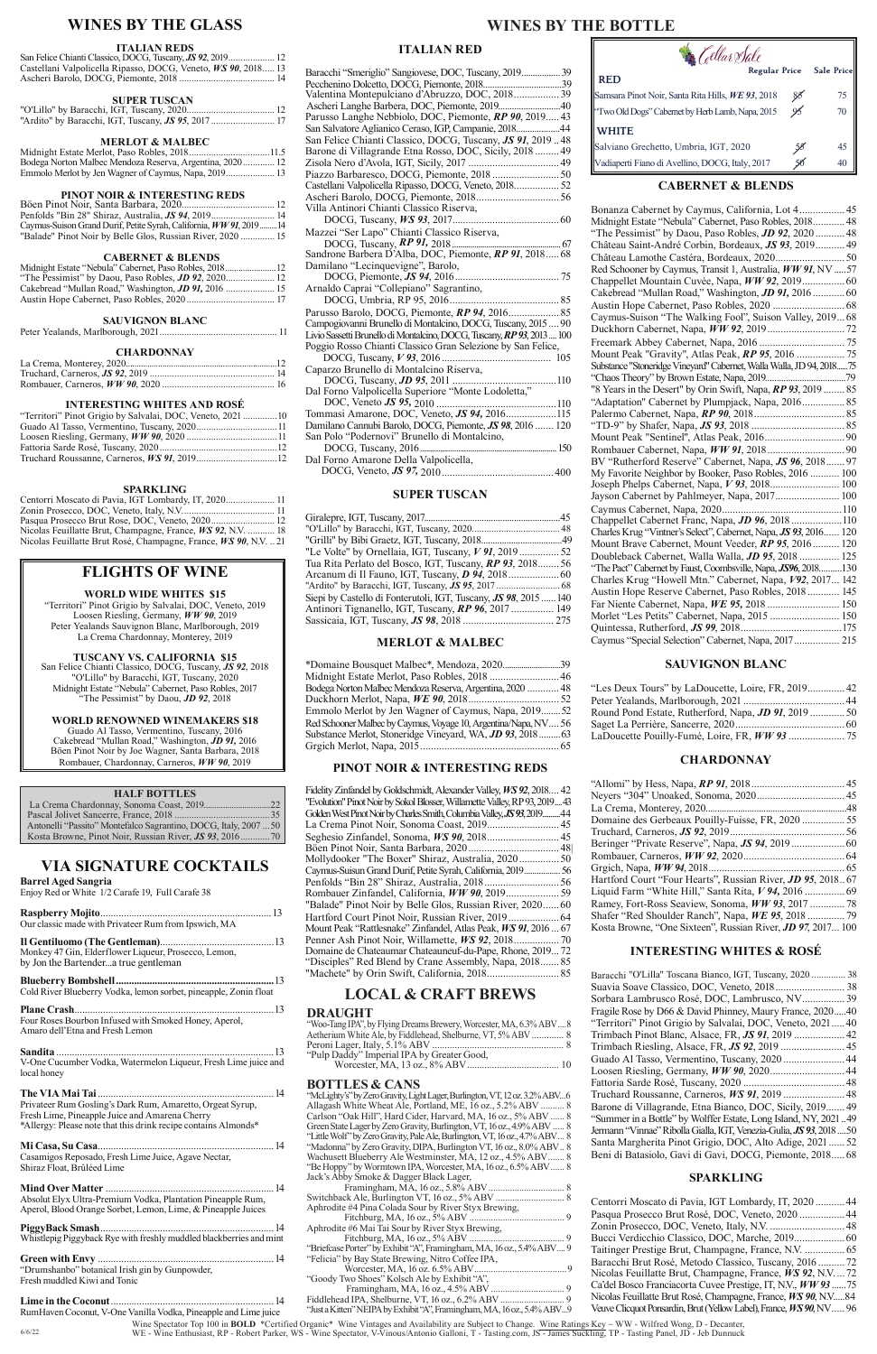# WINES BY THE GLASS

### ITALIAN REDS

San Felice Chianti Classico, DOCG, Tuscany, **JS 92**, 2019.................... 12
Castellani Valpolicella Ripasso, DOCG, Veneto, **WS 90**, 2018..... 13
Ascheri Barolo, DOCG, Piemonte, 2018 ........................................ 14

### SUPER TUSCAN

"O'Lillo" by Baracchi, IGT, Tuscany, 2020...................................... 12
"Ardito" by Baracchi, IGT, Tuscany, **JS 95**, 2017 ........................... 17

### MERLOT & MALBEC

Midnight Estate Merlot, Paso Robles, 2018.................................11.5
Bodega Norton Malbec Mendoza Reserva, Argentina, 2020............ 12
Emmolo Merlot by Jen Wagner of Caymus, Napa, 2019.................... 13

### PINOT NOIR & INTERESTING REDS

Böen Pinot Noir, Santa Barbara, 2020............................................ 12
Penfolds "Bin 28" Shiraz, Australia, **JS 94**, 2019........................... 14
Caymus-Suisun Grand Durif, Petite Syrah, California, **WW 91**, 2019....... 14
"Balade" Pinot Noir by Belle Glos, Russian River, 2020 ............... 15

### CABERNET & BLENDS

Midnight Estate "Nebula" Cabernet, Paso Robles, 2018......................... 12
"The Pessimist" by Daou, Paso Robles, **JD 92**, 2020..................... 12
Cakebread "Mullan Road," Washington, **JD 91**, 2016 .................... 15
Austin Hope Cabernet, Paso Robles, 2020 .................................... 17

### SAUVIGNON BLANC

Peter Yealands, Marlborough, 2021 ................................................ 11

### CHARDONNAY

La Crema, Monterey, 2020..............................................................12
Truchard, Carneros, **JS 92**, 2019 ................................................ 14
Rombauer, Carneros, **WW 90**, 2020 ............................................. 16

### INTERESTING WHITES AND ROSÉ

"Territori" Pinot Grigio by Salvalai, DOC, Veneto, 2021 ..............10
Guado Al Tasso, Vermentino, Tuscany, 2020.................................11
Loosen Riesling, Germany, **WW 90**, 2020 ........................................11
Fattoria Sarde Rosé, Tuscany, 2020 ................................................12
Truchard Roussanne, Carneros, **WS 91**, 2019.................................12

### SPARKLING

Centorri Moscato di Pavia, IGT Lombardy, IT, 2020..................... 11
Zonin Prosecco, DOC, Veneto, Italy, N.V....................................... 11
Pasqua Prosecco Brut Rose, DOC, Veneto, 2020........................... 12
Nicolas Feuillatte Brut, Champagne, France, **WS 92**, N.V. ............ 18
Nicolas Feuillatte Brut Rosé, Champagne, France, **WS 90**, N.V. .. 21

# FLIGHTS OF WINE

### WORLD WIDE WHITES $15

"Territori" Pinot Grigio by Salvalai, DOC, Veneto, 2019
Loosen Riesling, Germany, **WW 90**, 2019
Peter Yealands Sauvignon Blanc, Marlborough, 2019
La Crema Chardonnay, Monterey, 2019

### TUSCANY VS. CALIFORNIA $15

San Felice Chianti Classico, DOCG, Tuscany, **JS 92**, 2018
"O'Lillo" by Baracchi, IGT, Tuscany, 2020
Midnight Estate "Nebula" Cabernet, Paso Robles, 2017
"The Pessimist" by Daou, **JD 92**, 2018

### WORLD RENOWNED WINEMAKERS $18

Guado Al Tasso, Vermentino, Tuscany, 2016
Cakebread "Mullan Road," Washington, **JD 91**, 2016
Böen Pinot Noir by Joe Wagner, Santa Barbara, 2018
Rombauer, Chardonnay, Carneros, **WW 90**, 2019

### HALF BOTTLES

La Crema Chardonnay, Sonoma Coast, 2019...............................22
Pascal Jolivet Sancerre, France, 2018 ........................................25
Antonelli "Passito" Montefalco Sagrantino, DOCG, Italy, 2007 ...50
Kosta Browne, Pinot Noir, Russian River, **JS 93**, 2016 ............70

# VIA SIGNATURE COCKTAILS

**Barrel Aged Sangria**
Enjoy Red or White 1/2 Carafe 19, Full Carafe 38

**Raspberry Mojito**............................................................................. 13
Our classic made with Privateer Rum from Ipswich, MA

**Il Gentiluomo (The Gentleman)**...................................................... 13
Monkey 47 Gin, Elderflower Liqueur, Prosecco, Lemon, by Jon the Bartender...a true gentleman

**Blueberry Bombshell**....................................................................... 13
Cold River Blueberry Vodka, lemon sorbet, pineapple, Zonin float

**Plane Crash**...................................................................................... 13
Four Roses Bourbon Infused with Smoked Honey, Aperol, Amaro dell'Etna and Fresh Lemon

**Sandita**............................................................................................ 13
V-One Cucumber Vodka, Watermelon Liqueur, Fresh Lime juice and local honey

**The VIA Mai Tai**............................................................................. 14
Privateer Rum Gosling's Dark Rum, Amaretto, Orgeat Syrup, Fresh Lime, Pineapple Juice and Amarena Cherry
*Allergy: Please note that this drink recipe contains Almonds*

**Mi Casa, Su Casa**............................................................................ 14
Casamigos Reposado, Fresh Lime Juice, Agave Nectar, Shiraz Float, Brûléed Lime

**Mind Over Matter**.......................................................................... 14
Absolut Elyx Ultra-Premium Vodka, Plantation Pineapple Rum, Aperol, Blood Orange Sorbet, Lemon, Lime, & Pineapple Juices

**PiggyBack Smash**........................................................................... 14
Whistlepig Piggyback Rye with freshly muddled blackberries and mint

**Green with Envy**............................................................................. 14
"Drumshanbo" botanical Irish gin by Gunpowder, Fresh muddled Kiwi and Tonic

**Lime in the Coconut**....................................................................... 14
RumHaven Coconut, V-One Vanilla Vodka, Pineapple and Lime juice

# WINES BY THE BOTTLE

### ITALIAN RED

Baracchi "Smeriglio" Sangiovese, DOC, Tuscany, 2019................. 39
Pecchenino Dolcetto, DOCG, Piemonte, 2018..................................39
Valentina Montepulciano d'Abruzzo, DOC, 2018.................. 39
Ascheri Langhe Barbera, DOC, Piemonte, 2019..............................40
Parusso Langhe Nebbiolo, DOC, Piemonte, **RP 90**, 2019..... 43
San Salvatore Aglianico Ceraso, IGP, Campanie, 2018...................44
San Felice Chianti Classico, DOCG, Tuscany, **JS 91**, 2019 .. 48
Barone di Villagrande Etna Rosso, DOC, Sicily, 2018 .......... 49
Zisola Nero d'Avola, IGT, Sicily, 2017 .................................... 49
Piazzo Barbaresco, DOCG, Piemonte, 2018 ............................ 50
Castellani Valpolicella Ripasso, DOCG, Veneto, 2018.................. 52
Ascheri Barolo, DOCG, Piemonte, 2018 ................................. 56
Villa Antinori Chianti Classico Riserva, DOCG, Tuscany, **WS 93**, 2017............................... 60
Mazzei "Ser Lapo" Chianti Classico Riserva, DOCG, Tuscany, **RP 91**, 2018 ............................................. 67
Sandrone Barbera D'Alba, DOC, Piemonte, **RP 91**, 2018...... 68
Damilano "Lecinquevigne", Barolo, DOCG, Piemonte, **JS 94**, 2016 ..................................... 75
Arnaldo Caprai "Collepiano" Sagrantino, DOCG, Umbria, RP 95, 2016............................................. 85
Parusso Barolo, DOCG, Piemonte, **RP 94**, 2016..................... 85
Campogiovanni Brunello di Montalcino, DOCG, Tuscany, 2015 .... 90
Livio Sassetti Brunello di Montalcino, DOCG, Tuscany, **RP 93**, 2013 .... 100
Poggio Rosso Chianti Classico Gran Selezione by San Felice, DOCG, Tuscany, **V 93**, 2016 ......................................... 105
Caparzo Brunello di Montalcino Riserva, DOCG, Tuscany, **JD 95**, 2011 ..........................................110
Dal Forno Valpolicella Superiore "Monte Lodoletta," DOC, Veneto **JS 95**, 2010 ............................................110
Tommasi Amarone, DOC, Veneto, **JS 94**, 2016........................115
Damilano Cannubi Barolo, DOCG, Piemonte, **JS 98**, 2016 ....... 120
San Polo "Podernovi" Brunello di Montalcino, DOCG, Tuscany, 2016..................................................... 150
Dal Forno Amarone Della Valpolicella, DOCG, Veneto, **JS 97**, 2010 ...........................................400

### SUPER TUSCAN

Giralepre, IGT, Tuscany, 2017........................................................ 45
"O'Lillo" by Baracchi, IGT, Tuscany, 2020.................................... 48
"Grilli" by Bibi Graetz, IGT, Tuscany, 2018...................................49
"Le Volte" by Ornellaia, IGT, Tuscany, **V 91**, 2019 ................ 52
Tua Rita Perlato del Bosco, IGT, Tuscany, **RP 93**, 2018........ 56
Arcanum di Il Fauno, IGT, Tuscany, **D 94**, 2018.......................... 60
"Ardito" by Baracchi, IGT, Tuscany, **JS 95**, 2017 ............................ 68
Siepi by Castello di Fonterutoli, IGT, Tuscany, **JS 98**, 2015 ...... 140
Antinori Tignanello, IGT, Tuscany, **RP 96**, 2017 ................ 149
Sassicaia, IGT, Tuscany, **JS 98**, 2018 ................................. 275

### MERLOT & MALBEC

*Domaine Bousquet Malbec*, Mendoza, 2020...............................39
Midnight Estate Merlot, Paso Robles, 2018 ............................. 46
Bodega Norton Malbec Mendoza Reserva, Argentina, 2020 ............ 48
Duckhorn Merlot, Napa, **WE 90**, 2018 .................................... 52
Emmolo Merlot by Jen Wagner of Caymus, Napa, 2019.......... 52
Red Schooner Malbec by Caymus, Voyage 10, Argentina/Napa, NV..... 56
Substance Merlot, Stoneridge Vineyard, WA, **JD 93**, 2018 ......... 63
Grgich Merlot, Napa, 2015 ......................................................... 65

### PINOT NOIR & INTERESTING REDS

Fidelity Zinfandel by Goldschmidt, Alexander Valley, **WS 92**, 2018..... 42
"Evolution" Pinot Noir by Sokol Blosser, Willamette Valley, RP 93, 2019.....43
Golden West Pinot Noir by Charles Smith, Columbia Valley, **JS 93**, 2019.........44
La Crema Pinot Noir, Sonoma Coast, 2019.................................. 45
Seghesio Zinfandel, Sonoma, **WS 90**, 2018................................ 45
Böen Pinot Noir, Santa Barbara, 2020........................................ 48
Mollydooker "The Boxer" Shiraz, Australia, 2020 ..................... 50
Caymus-Suisun Grand Durif, Petite Syrah, California, 2019................. 56
Penfolds "Bin 28" Shiraz, Australia, 2018.................................... 56
Rombauer Zinfandel, California, **WW 90**, 2019........................ 59
"Balade" Pinot Noir by Belle Glos, Russian River, 2020......... 60
Hartford Court Pinot Noir, Russian River, 2019 ...................... 64
Mount Peak "Rattlesnake" Zinfandel, Atlas Peak, **WS 91**, 2016 ... 67
Penner Ash Pinot Noir, Willamette, **WS 92**, 2018.................... 70
Domaine de Chateaumar Chateauneuf-du-Pape, Rhone, 2019.... 72
"Disciples" Red Blend by Crane Assembly, Napa, 2018........ 85
"Machete" by Orin Swift, California, 2018................................ 85

# LOCAL & CRAFT BREWS

### DRAUGHT

"Woo-Tang IPA", by Flying Dreams Brewery, Worcester, MA, 6.3% ABV.....8
Aetherium White Ale, by Fiddlehead, Shelburne, VT, 5% ABV .............. 8
Peroni Lager, Italy, 5.1% ABV ........................................................ 8
"Pulp Daddy" Imperial IPA by Greater Good, Worcester, MA, 13 oz., 8% ABV ......................................... 10

### BOTTLES & CANS

"McLighty's" by Zero Gravity, Light Lager, Burlington, VT, 12 oz. 3.2% ABV...6
Allagash White Wheat Ale, Portland, ME, 16 oz., 5.2% ABV .......... 8
Carlson "Oak Hill", Hard Cider, Harvard, MA, 16 oz., 5% ABV ...... 8
Green State Lager by Zero Gravity, Burlington, VT, 16 oz., 4.9% ABV ...... 8
"Little Wolf" by Zero Gravity, Pale Ale, Burlington, VT, 16 oz., 4.7% ABV... 8
"Madonna" by Zero Gravity, DIPA, Burlington, VT, 16 oz., 8.0% ABV... 8
Wachusett Blueberry Ale Westminster, MA, 12 oz., 4.5% ABV........ 8
"Be Hoppy" by Wormtown IPA, Worcester, MA, 16 oz., 6.5% ABV....... 8
Jack's Abby Smoke & Dagger Black Lager, Framingham, MA, 16 oz., 5.8% ABV ..................................... 8
Switchback Ale, Burlington VT, 16 oz., 5% ABV ........................ 8
Aphrodite #4 Pina Colada Sour by River Styx Brewing, Fitchburg, MA, 16 oz., 5% ABV .............................................. 9
Aphrodite #6 Mai Tai Sour by River Styx Brewing, Fitchburg, MA, 16 oz., 5% ABV .............................................. 9
"Briefcase Porter" by Exhibit "A", Framingham, MA, 16 oz., 5.4% ABV.... 9
"Felicia" by Bay State Brewing, Nitro Coffee IPA, Worcester, MA, 16 oz. 6.5% ABV........................................... 9
"Goody Two Shoes" Kolsch Ale by Exhibit "A", Framingham, MA, 16 oz., 4.5% ABV .......................................... 9
Fiddlehead IPA, Shelburne, VT, 16 oz., 6.2% ABV ...................... 9
"Just a Kitten" NEIPA by Exhibit "A", Framingham, MA, 16 oz., 5.4% ABV...9

### Cellar Sale

| | Regular Price | Sale Price |
|---|---|---|
| **RED** | | |
| Samsara Pinot Noir, Santa Rita Hills, **WE 93**, 2018 | ~~85~~ | 75 |
| "Two Old Dogs" Cabernet by Herb Lamb, Napa, 2015 | ~~95~~ | 70 |
| **WHITE** | | |
| Salviano Grechetto, Umbria, IGT, 2020 | ~~58~~ | 45 |
| Vadiaperti Fiano di Avellino, DOCG, Italy, 2017 | ~~50~~ | 40 |

### CABERNET & BLENDS

Bonanza Cabernet by Caymus, California, Lot 4 ................. 45
Midnight Estate "Nebula" Cabernet, Paso Robles, 2018............ 48
"The Pessimist" by Daou, Paso Robles, **JD 92**, 2020 ............ 48
Château Saint-André Corbin, Bordeaux, **JS 93**, 2019............ 49
Château Lamothe Castéra, Bordeaux, 2020.......................... 50
Red Schooner by Caymus, Transit 1, Australia, **WW 91**, NV ..... 57
Chappellet Mountain Cuvée, Napa, **WW 92**, 2019................ 60
Cakebread "Mullan Road," Washington, **JD 91**, 2016............ 60
Austin Hope Cabernet, Paso Robles, 2020 ............................ 68
Caymus-Suison "The Walking Fool", Suison Valley, 2019... 68
Duckhorn Cabernet, Napa, **WW 92**, 2019.............................. 72
Freemark Abbey Cabernet, Napa, 2016 .................................. 75
Mount Peak "Gravity", Atlas Peak, **RP 95**, 2016 ..................... 75
Substance "Stoneridge Vineyard" Cabernet, Walla Walla, JD 94, 2018...... 75
"Chaos Theory" by Brown Estate, Napa, 2019............................79
"8 Years in the Desert" by Orin Swift, Napa, **RP 93**, 2019 ........ 85
"Adaptation" Cabernet by Plumpjack, Napa, 2016................ 85
Palermo Cabernet, Napa, **RP 90**, 2018 ................................. 85
"TD-9" by Shafer, Napa, **JS 93**, 2018 ................................... 85
Mount Peak "Sentinel", Atlas Peak, 2016................................ 90
Rombauer Cabernet, Napa, **WW 91**, 2018 .............................. 90
BV "Rutherford Reserve" Cabernet, Napa, **JS 96**, 2018.......... 97
My Favorite Neighbor by Booker, Paso Robles, 2016 ........... 100
Joseph Phelps Cabernet, Napa, **V 93**, 2018........................... 100
Jayson Cabernet by Pahlmeyer, Napa, 2017......................... 100
Caymus Cabernet, Napa, 2020............................................110
Chappellet Cabernet Franc, Napa, **JD 96**, 2018 ...................110
Charles Krug "Vintner's Select", Cabernet, Napa, **JS 93**, 2016....... 120
Mount Brave Cabernet, Mount Veeder, **RP 95**, 2016 ........... 120
Doubleback Cabernet, Walla Walla, **JD 95**, 2018 ................. 125
"The Pact" Cabernet by Faust, Coombsville, Napa, **JS96**, 2018.......130
Charles Krug "Howell Mtn." Cabernet, Napa, **V92**, 2017.... 142
Austin Hope Reserve Cabernet, Paso Robles, 2018 ............ 145
Far Niente Cabernet, Napa, **WE 95**, 2018 ............................. 150
Morlet "Les Petits" Cabernet, Napa, 2015 ........................... 150
Quintessa, Rutherford, **JS 99**, 2018......................................175
Caymus "Special Selection" Cabernet, Napa, 2017................. 215

### SAUVIGNON BLANC

"Les Deux Tours" by LaDoucette, Loire, FR, 2019.............. 42
Peter Yealands, Marlborough, 2021 ...................................... 44
Round Pond Estate, Rutherford, Napa, **JD 91**, 2019 ............ 50
Saget La Perrière, Sancerre, 2020.......................................... 60
LaDoucette Pouilly-Fumé, Loire, FR, **WW 93** ....................... 75

### CHARDONNAY

"Allomi" by Hess, Napa, **RP 91**, 2018 .................................... 45
Neyers "304" Unoaked, Sonoma, 2020.................................. 45
La Crema, Monterey, 2020....................................................48
Domaine des Gerbeaux Pouilly-Fuisse, FR, 2020 ................ 55
Truchard, Carneros, **JS 92**, 2019......................................... 56
Beringer "Private Reserve", Napa, **JS 94**, 2019 .................... 60
Rombauer, Carneros, **WW 92**, 2020...................................... 64
Grgich, Napa, **WW 94**, 2018................................................ 65
Hartford Court "Four Hearts", Russian River, **JD 95**, 2018.. 67
Liquid Farm "White Hill," Santa Rita, **V 94**, 2016 .............. 69
Ramey, Fort-Ross Seaview, Sonoma, **WW 93**, 2017 ............. 78
Shafer "Red Shoulder Ranch", Napa, **WE 95**, 2018 .............. 79
Kosta Browne, "One Sixteen", Russian River, **JD 97**, 2017... 100

### INTERESTING WHITES & ROSÉ

Baracchi "O'Lilla" Toscana Bianco, IGT, Tuscany, 2020 ............. 38
Suavia Soave Classico, DOC, Veneto, 2018............................ 38
Sorbara Lambrusco Rosé, DOC, Lambrusco, NV.................. 39
Fragile Rose by D66 & David Phinney, Maury France, 2020.....40
"Territori" Pinot Grigio by Salvalai, DOC, Veneto, 2021 ..... 40
Trimbach Pinot Blanc, Alsace, FR, **JS 91**, 2019 .................. 42
Trimbach Riesling, Alsace, FR, **JS 92**, 2019 ........................ 45
Guado Al Tasso, Vermentino, Tuscany, 2020 ........................ 44
Loosen Riesling, Germany, **WW 90**, 2020............................. 44
Fattoria Sarde Rosé, Tuscany, 2020 ...................................... 44
Truchard Roussanne, Carneros, **WS 91**, 2019 ...................... 48
Barone di Villagrande, Etna Bianco, DOC, Sicily, 2019........ 49
"Summer in a Bottle" by Wolffer Estate, Long Island, NY, 2021 .. 49
Jermann "Vinnae" Ribolla Gialla, IGT, Venezia-Giulia, **JS 93**, 2018 .....50
Santa Margherita Pinot Grigio, DOC, Alto Adige, 2021 ...... 52
Beni di Batasiolo, Gavi di Gavi, DOCG, Piemonte, 2018..... 68

### SPARKLING

Centorri Moscato di Pavia, IGT Lombardy, IT, 2020 ........... 44
Pasqua Prosecco Brut Rosé, DOC, Veneto, 2020 .................. 44
Zonin Prosecco, DOC, Veneto, Italy, N.V............................. 48
Bucci Verdicchio Classico, DOC, Marche, 2019..................... 60
Taittinger Prestige Brut, Champagne, France, N.V. .............. 65
Baracchi Brut Rosé, Metodo Classico, Tuscany, 2016 .......... 72
Nicolas Feuillatte Brut, Champagne, France, **WS 92**, N.V. ... 72
Ca'del Bosco Franciacorta Cuvee Prestige, IT, N.V., **WW 93** ..... 75
Nicolas Feuillatte Brut Rosé, Champagne, France, **WS 90**, N.V.....84
Veuve Clicquot Ponsardin, Brut (Yellow Label), France, **WS 90**, NV..... 96

6/6/22

Wine Spectator Top 100 in **BOLD** *Certified Organic* Wine Vintages and Availability are Subject to Change. Wine Ratings Key – WW - Wilfred Wong, D - Decanter, WE - Wine Enthusiast, RP - Robert Parker, WS - Wine Spectator, V-Vinous/Antonio Galloni, T - Tasting.com, JS - James Suckling, TP - Tasting Panel, JD - Jeb Dunnuck